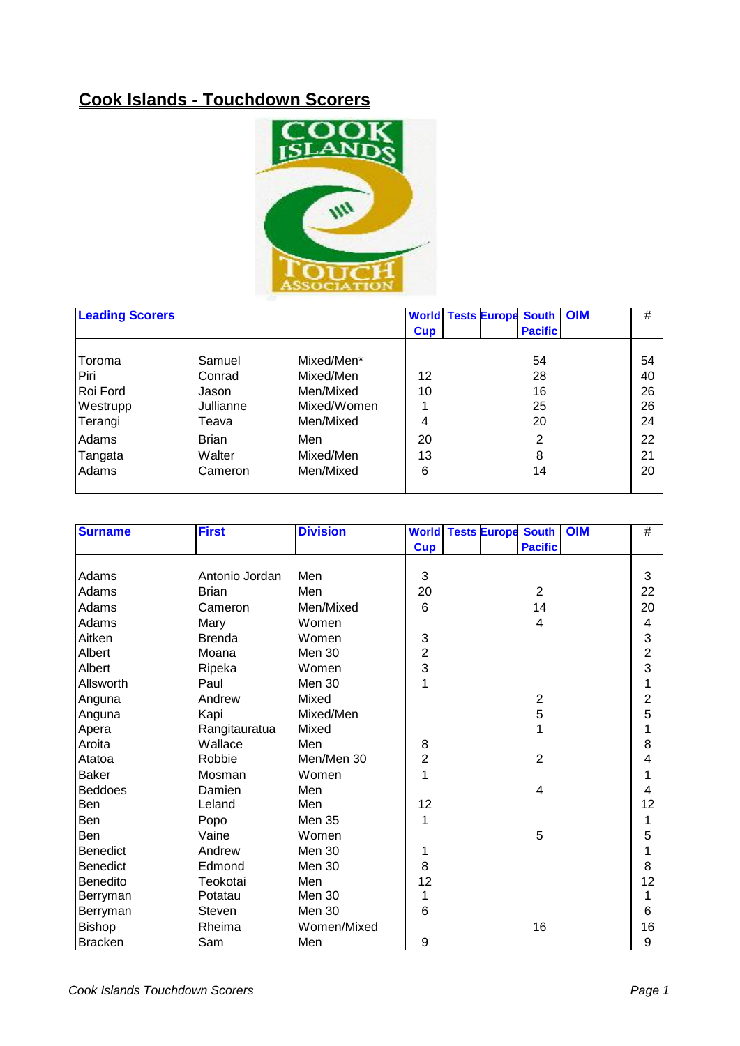# Cook Islands - Touchdown Scorers

| Leading Scorers | | | World Cup | Tests | Europe | South Pacific | OIM | | # |
|---|---|---|---|---|---|---|---|---|---|
| Toroma | Samuel | Mixed/Men* | | | | 54 | | | 54 |
| Piri | Conrad | Mixed/Men | 12 | | | 28 | | | 40 |
| Roi Ford | Jason | Men/Mixed | 10 | | | 16 | | | 26 |
| Westrupp | Jullianne | Mixed/Women | 1 | | | 25 | | | 26 |
| Terangi | Teava | Men/Mixed | 4 | | | 20 | | | 24 |
| Adams | Brian | Men | 20 | | | 2 | | | 22 |
| Tangata | Walter | Mixed/Men | 13 | | | 8 | | | 21 |
| Adams | Cameron | Men/Mixed | 6 | | | 14 | | | 20 |

| Surname | First | Division | World Cup | Tests | Europe | South Pacific | OIM | | # |
|---|---|---|---|---|---|---|---|---|---|
| Adams | Antonio Jordan | Men | 3 | | | | | | 3 |
| Adams | Brian | Men | 20 | | | 2 | | | 22 |
| Adams | Cameron | Men/Mixed | 6 | | | 14 | | | 20 |
| Adams | Mary | Women | | | | 4 | | | 4 |
| Aitken | Brenda | Women | 3 | | | | | | 3 |
| Albert | Moana | Men 30 | 2 | | | | | | 2 |
| Albert | Ripeka | Women | 3 | | | | | | 3 |
| Allsworth | Paul | Men 30 | 1 | | | | | | 1 |
| Anguna | Andrew | Mixed | | | | 2 | | | 2 |
| Anguna | Kapi | Mixed/Men | | | | 5 | | | 5 |
| Apera | Rangitauratua | Mixed | | | | 1 | | | 1 |
| Aroita | Wallace | Men | 8 | | | | | | 8 |
| Atatoa | Robbie | Men/Men 30 | 2 | | | 2 | | | 4 |
| Baker | Mosman | Women | 1 | | | | | | 1 |
| Beddoes | Damien | Men | | | | 4 | | | 4 |
| Ben | Leland | Men | 12 | | | | | | 12 |
| Ben | Popo | Men 35 | 1 | | | | | | 1 |
| Ben | Vaine | Women | | | | 5 | | | 5 |
| Benedict | Andrew | Men 30 | 1 | | | | | | 1 |
| Benedict | Edmond | Men 30 | 8 | | | | | | 8 |
| Benedito | Teokotai | Men | 12 | | | | | | 12 |
| Berryman | Potatau | Men 30 | 1 | | | | | | 1 |
| Berryman | Steven | Men 30 | 6 | | | | | | 6 |
| Bishop | Rheima | Women/Mixed | | | | 16 | | | 16 |
| Bracken | Sam | Men | 9 | | | | | | 9 |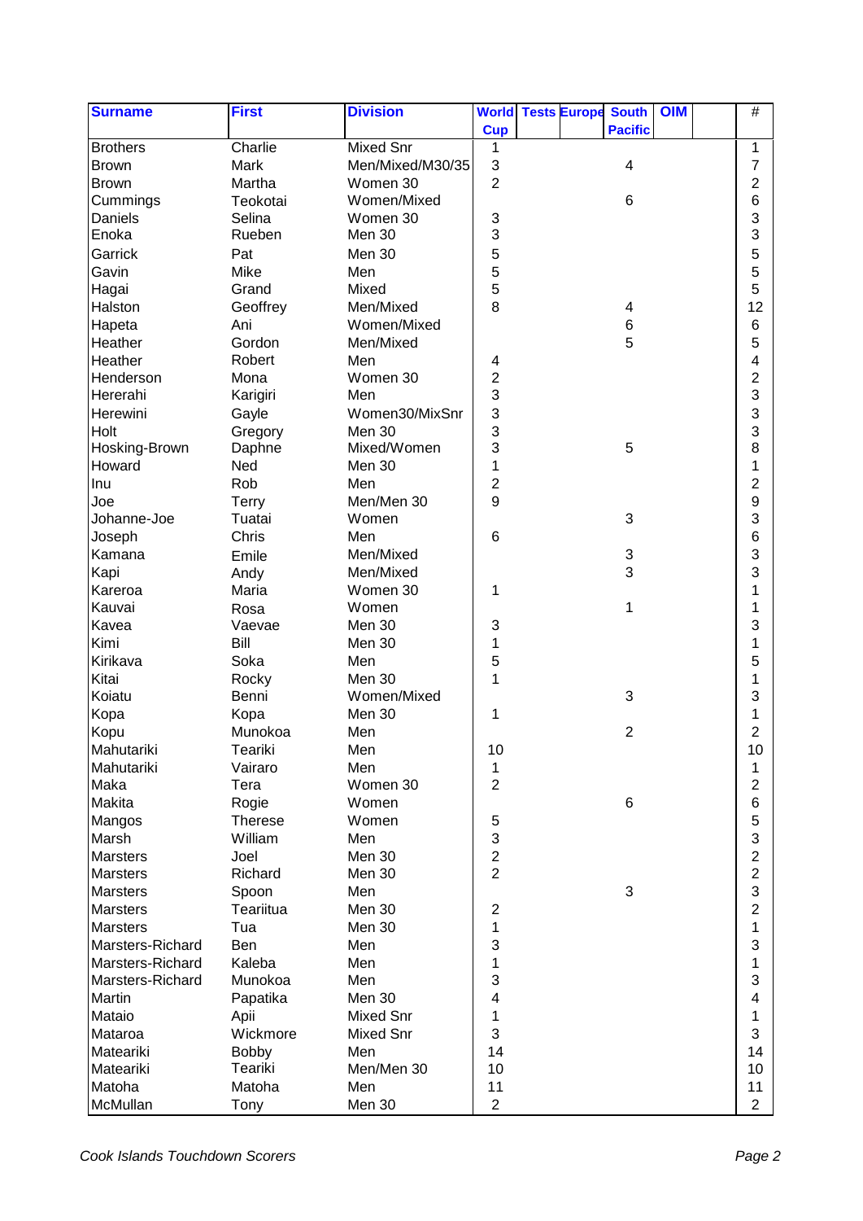| Surname | First | Division | World Cup | Tests | Europe | South Pacific | OIM | | # |
|---|---|---|---|---|---|---|---|---|---|
| Brothers | Charlie | Mixed Snr | 1 | | | | | | 1 |
| Brown | Mark | Men/Mixed/M30/35 | 3 | | | 4 | | | 7 |
| Brown | Martha | Women 30 | 2 | | | | | | 2 |
| Cummings | Teokotai | Women/Mixed | | | | 6 | | | 6 |
| Daniels | Selina | Women 30 | 3 | | | | | | 3 |
| Enoka | Rueben | Men 30 | 3 | | | | | | 3 |
| Garrick | Pat | Men 30 | 5 | | | | | | 5 |
| Gavin | Mike | Men | 5 | | | | | | 5 |
| Hagai | Grand | Mixed | 5 | | | | | | 5 |
| Halston | Geoffrey | Men/Mixed | 8 | | | 4 | | | 12 |
| Hapeta | Ani | Women/Mixed | | | | 6 | | | 6 |
| Heather | Gordon | Men/Mixed | | | | 5 | | | 5 |
| Heather | Robert | Men | 4 | | | | | | 4 |
| Henderson | Mona | Women 30 | 2 | | | | | | 2 |
| Hererahi | Karigiri | Men | 3 | | | | | | 3 |
| Herewini | Gayle | Women30/MixSnr | 3 | | | | | | 3 |
| Holt | Gregory | Men 30 | 3 | | | | | | 3 |
| Hosking-Brown | Daphne | Mixed/Women | 3 | | | 5 | | | 8 |
| Howard | Ned | Men 30 | 1 | | | | | | 1 |
| Inu | Rob | Men | 2 | | | | | | 2 |
| Joe | Terry | Men/Men 30 | 9 | | | | | | 9 |
| Johanne-Joe | Tuatai | Women | | | | 3 | | | 3 |
| Joseph | Chris | Men | 6 | | | | | | 6 |
| Kamana | Emile | Men/Mixed | | | | 3 | | | 3 |
| Kapi | Andy | Men/Mixed | | | | 3 | | | 3 |
| Kareroa | Maria | Women 30 | 1 | | | | | | 1 |
| Kauvai | Rosa | Women | | | | 1 | | | 1 |
| Kavea | Vaevae | Men 30 | 3 | | | | | | 3 |
| Kimi | Bill | Men 30 | 1 | | | | | | 1 |
| Kirikava | Soka | Men | 5 | | | | | | 5 |
| Kitai | Rocky | Men 30 | 1 | | | | | | 1 |
| Koiatu | Benni | Women/Mixed | | | | 3 | | | 3 |
| Kopa | Kopa | Men 30 | 1 | | | | | | 1 |
| Kopu | Munokoa | Men | | | | 2 | | | 2 |
| Mahutariki | Teariki | Men | 10 | | | | | | 10 |
| Mahutariki | Vairaro | Men | 1 | | | | | | 1 |
| Maka | Tera | Women 30 | 2 | | | | | | 2 |
| Makita | Rogie | Women | | | | 6 | | | 6 |
| Mangos | Therese | Women | 5 | | | | | | 5 |
| Marsh | William | Men | 3 | | | | | | 3 |
| Marsters | Joel | Men 30 | 2 | | | | | | 2 |
| Marsters | Richard | Men 30 | 2 | | | | | | 2 |
| Marsters | Spoon | Men | | | | 3 | | | 3 |
| Marsters | Teariitua | Men 30 | 2 | | | | | | 2 |
| Marsters | Tua | Men 30 | 1 | | | | | | 1 |
| Marsters-Richard | Ben | Men | 3 | | | | | | 3 |
| Marsters-Richard | Kaleba | Men | 1 | | | | | | 1 |
| Marsters-Richard | Munokoa | Men | 3 | | | | | | 3 |
| Martin | Papatika | Men 30 | 4 | | | | | | 4 |
| Mataio | Apii | Mixed Snr | 1 | | | | | | 1 |
| Mataroa | Wickmore | Mixed Snr | 3 | | | | | | 3 |
| Mateariki | Bobby | Men | 14 | | | | | | 14 |
| Mateariki | Teariki | Men/Men 30 | 10 | | | | | | 10 |
| Matoha | Matoha | Men | 11 | | | | | | 11 |
| McMullan | Tony | Men 30 | 2 | | | | | | 2 |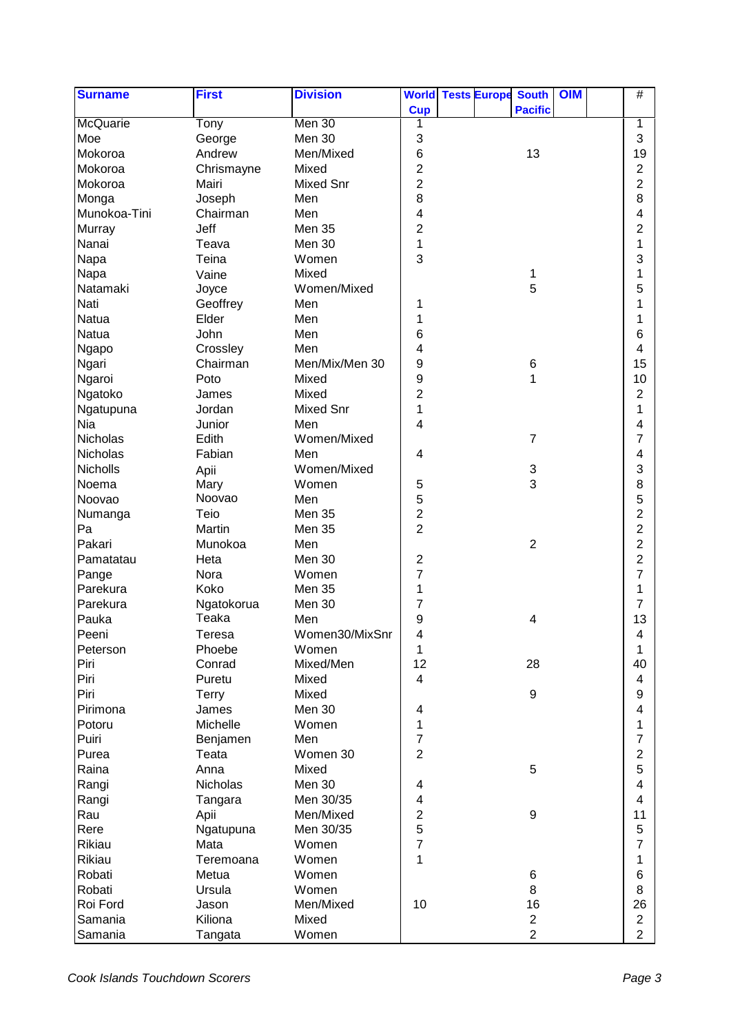| Surname | First | Division | World Cup | Tests | Europe | South Pacific | OIM | | # |
|---|---|---|---|---|---|---|---|---|---|
| McQuarie | Tony | Men 30 | 1 | | | | | | 1 |
| Moe | George | Men 30 | 3 | | | | | | 3 |
| Mokoroa | Andrew | Men/Mixed | 6 | | | 13 | | | 19 |
| Mokoroa | Chrismayne | Mixed | 2 | | | | | | 2 |
| Mokoroa | Mairi | Mixed Snr | 2 | | | | | | 2 |
| Monga | Joseph | Men | 8 | | | | | | 8 |
| Munokoa-Tini | Chairman | Men | 4 | | | | | | 4 |
| Murray | Jeff | Men 35 | 2 | | | | | | 2 |
| Nanai | Teava | Men 30 | 1 | | | | | | 1 |
| Napa | Teina | Women | 3 | | | | | | 3 |
| Napa | Vaine | Mixed | | | | 1 | | | 1 |
| Natamaki | Joyce | Women/Mixed | | | | 5 | | | 5 |
| Nati | Geoffrey | Men | 1 | | | | | | 1 |
| Natua | Elder | Men | 1 | | | | | | 1 |
| Natua | John | Men | 6 | | | | | | 6 |
| Ngapo | Crossley | Men | 4 | | | | | | 4 |
| Ngari | Chairman | Men/Mix/Men 30 | 9 | | | 6 | | | 15 |
| Ngaroi | Poto | Mixed | 9 | | | 1 | | | 10 |
| Ngatoko | James | Mixed | 2 | | | | | | 2 |
| Ngatupuna | Jordan | Mixed Snr | 1 | | | | | | 1 |
| Nia | Junior | Men | 4 | | | | | | 4 |
| Nicholas | Edith | Women/Mixed | | | | 7 | | | 7 |
| Nicholas | Fabian | Men | 4 | | | | | | 4 |
| Nicholls | Apii | Women/Mixed | | | | 3 | | | 3 |
| Noema | Mary | Women | 5 | | | 3 | | | 8 |
| Noovao | Noovao | Men | 5 | | | | | | 5 |
| Numanga | Teio | Men 35 | 2 | | | | | | 2 |
| Pa | Martin | Men 35 | 2 | | | | | | 2 |
| Pakari | Munokoa | Men | | | | 2 | | | 2 |
| Pamatatau | Heta | Men 30 | 2 | | | | | | 2 |
| Pange | Nora | Women | 7 | | | | | | 7 |
| Parekura | Koko | Men 35 | 1 | | | | | | 1 |
| Parekura | Ngatokorua | Men 30 | 7 | | | | | | 7 |
| Pauka | Teaka | Men | 9 | | | 4 | | | 13 |
| Peeni | Teresa | Women30/MixSnr | 4 | | | | | | 4 |
| Peterson | Phoebe | Women | 1 | | | | | | 1 |
| Piri | Conrad | Mixed/Men | 12 | | | 28 | | | 40 |
| Piri | Puretu | Mixed | 4 | | | | | | 4 |
| Piri | Terry | Mixed | | | | 9 | | | 9 |
| Pirimona | James | Men 30 | 4 | | | | | | 4 |
| Potoru | Michelle | Women | 1 | | | | | | 1 |
| Puiri | Benjamen | Men | 7 | | | | | | 7 |
| Purea | Teata | Women 30 | 2 | | | | | | 2 |
| Raina | Anna | Mixed | | | | 5 | | | 5 |
| Rangi | Nicholas | Men 30 | 4 | | | | | | 4 |
| Rangi | Tangara | Men 30/35 | 4 | | | | | | 4 |
| Rau | Apii | Men/Mixed | 2 | | | 9 | | | 11 |
| Rere | Ngatupuna | Men 30/35 | 5 | | | | | | 5 |
| Rikiau | Mata | Women | 7 | | | | | | 7 |
| Rikiau | Teremoana | Women | 1 | | | | | | 1 |
| Robati | Metua | Women | | | | 6 | | | 6 |
| Robati | Ursula | Women | | | | 8 | | | 8 |
| Roi Ford | Jason | Men/Mixed | 10 | | | 16 | | | 26 |
| Samania | Kiliona | Mixed | | | | 2 | | | 2 |
| Samania | Tangata | Women | | | | 2 | | | 2 |

*Cook Islands Touchdown Scorers*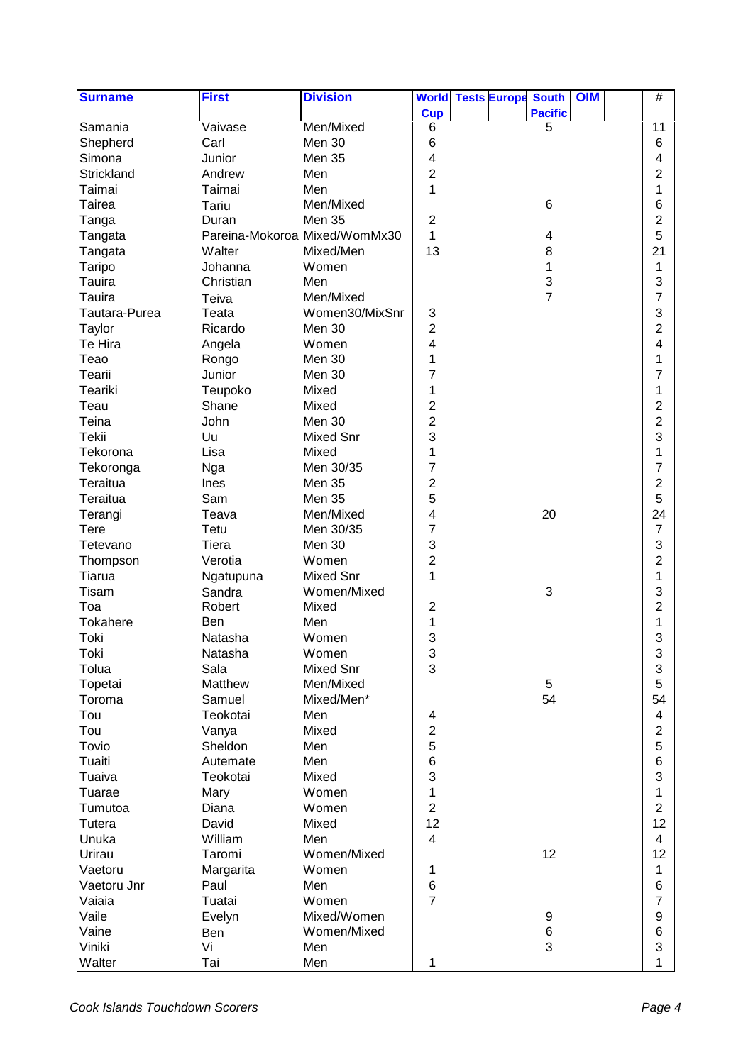| Surname | First | Division | World Cup | Tests | Europe | South Pacific | OIM | | # |
|---|---|---|---|---|---|---|---|---|---|
| Samania | Vaivase | Men/Mixed | 6 | | | 5 | | | 11 |
| Shepherd | Carl | Men 30 | 6 | | | | | | 6 |
| Simona | Junior | Men 35 | 4 | | | | | | 4 |
| Strickland | Andrew | Men | 2 | | | | | | 2 |
| Taimai | Taimai | Men | 1 | | | | | | 1 |
| Tairea | Tariu | Men/Mixed | | | | 6 | | | 6 |
| Tanga | Duran | Men 35 | 2 | | | | | | 2 |
| Tangata | Pareina-Mokoroa | Mixed/WomMx30 | 1 | | | 4 | | | 5 |
| Tangata | Walter | Mixed/Men | 13 | | | 8 | | | 21 |
| Taripo | Johanna | Women | | | | 1 | | | 1 |
| Tauira | Christian | Men | | | | 3 | | | 3 |
| Tauira | Teiva | Men/Mixed | | | | 7 | | | 7 |
| Tautara-Purea | Teata | Women30/MixSnr | 3 | | | | | | 3 |
| Taylor | Ricardo | Men 30 | 2 | | | | | | 2 |
| Te Hira | Angela | Women | 4 | | | | | | 4 |
| Teao | Rongo | Men 30 | 1 | | | | | | 1 |
| Tearii | Junior | Men 30 | 7 | | | | | | 7 |
| Teariki | Teupoko | Mixed | 1 | | | | | | 1 |
| Teau | Shane | Mixed | 2 | | | | | | 2 |
| Teina | John | Men 30 | 2 | | | | | | 2 |
| Tekii | Uu | Mixed Snr | 3 | | | | | | 3 |
| Tekorona | Lisa | Mixed | 1 | | | | | | 1 |
| Tekoronga | Nga | Men 30/35 | 7 | | | | | | 7 |
| Teraitua | Ines | Men 35 | 2 | | | | | | 2 |
| Teraitua | Sam | Men 35 | 5 | | | | | | 5 |
| Terangi | Teava | Men/Mixed | 4 | | | 20 | | | 24 |
| Tere | Tetu | Men 30/35 | 7 | | | | | | 7 |
| Tetevano | Tiera | Men 30 | 3 | | | | | | 3 |
| Thompson | Verotia | Women | 2 | | | | | | 2 |
| Tiarua | Ngatupuna | Mixed Snr | 1 | | | | | | 1 |
| Tisam | Sandra | Women/Mixed | | | | 3 | | | 3 |
| Toa | Robert | Mixed | 2 | | | | | | 2 |
| Tokahere | Ben | Men | 1 | | | | | | 1 |
| Toki | Natasha | Women | 3 | | | | | | 3 |
| Toki | Natasha | Women | 3 | | | | | | 3 |
| Tolua | Sala | Mixed Snr | 3 | | | | | | 3 |
| Topetai | Matthew | Men/Mixed | | | | 5 | | | 5 |
| Toroma | Samuel | Mixed/Men* | | | | 54 | | | 54 |
| Tou | Teokotai | Men | 4 | | | | | | 4 |
| Tou | Vanya | Mixed | 2 | | | | | | 2 |
| Tovio | Sheldon | Men | 5 | | | | | | 5 |
| Tuaiti | Autemate | Men | 6 | | | | | | 6 |
| Tuaiva | Teokotai | Mixed | 3 | | | | | | 3 |
| Tuarae | Mary | Women | 1 | | | | | | 1 |
| Tumutoa | Diana | Women | 2 | | | | | | 2 |
| Tutera | David | Mixed | 12 | | | | | | 12 |
| Unuka | William | Men | 4 | | | | | | 4 |
| Urirau | Taromi | Women/Mixed | | | | 12 | | | 12 |
| Vaetoru | Margarita | Women | 1 | | | | | | 1 |
| Vaetoru Jnr | Paul | Men | 6 | | | | | | 6 |
| Vaiaia | Tuatai | Women | 7 | | | | | | 7 |
| Vaile | Evelyn | Mixed/Women | | | | 9 | | | 9 |
| Vaine | Ben | Women/Mixed | | | | 6 | | | 6 |
| Viniki | Vi | Men | | | | 3 | | | 3 |
| Walter | Tai | Men | 1 | | | | | | 1 |

*Cook Islands Touchdown Scorers*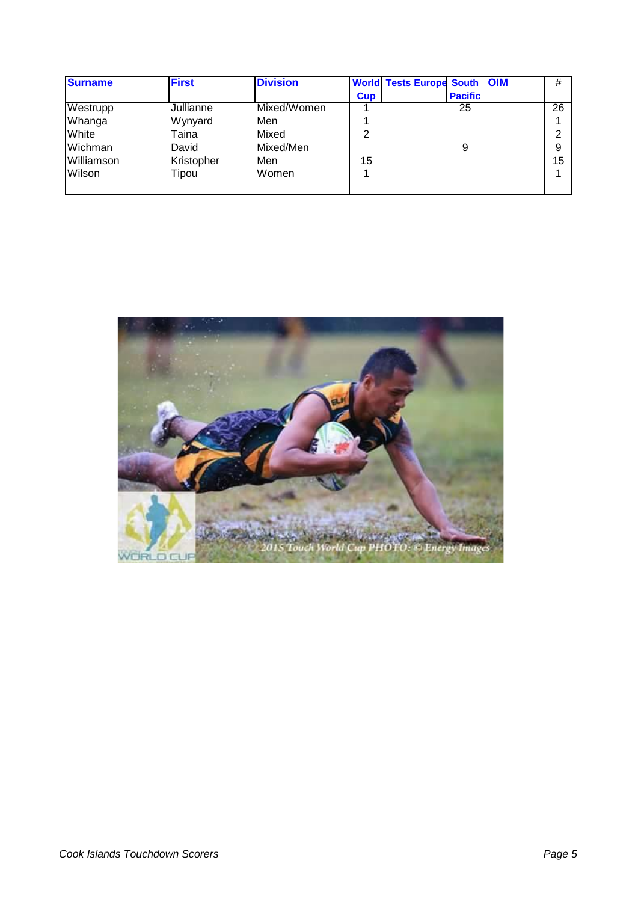| Surname | First | Division | World Cup | Tests | Europe | South Pacific | OIM | | # |
|---|---|---|---|---|---|---|---|---|---|
| Westrupp | Jullianne | Mixed/Women | 1 | | | 25 | | | 26 |
| Whanga | Wynyard | Men | 1 | | | | | | 1 |
| White | Taina | Mixed | 2 | | | | | | 2 |
| Wichman | David | Mixed/Men | | | | 9 | | | 9 |
| Williamson | Kristopher | Men | 15 | | | | | | 15 |
| Wilson | Tipou | Women | 1 | | | | | | 1 |